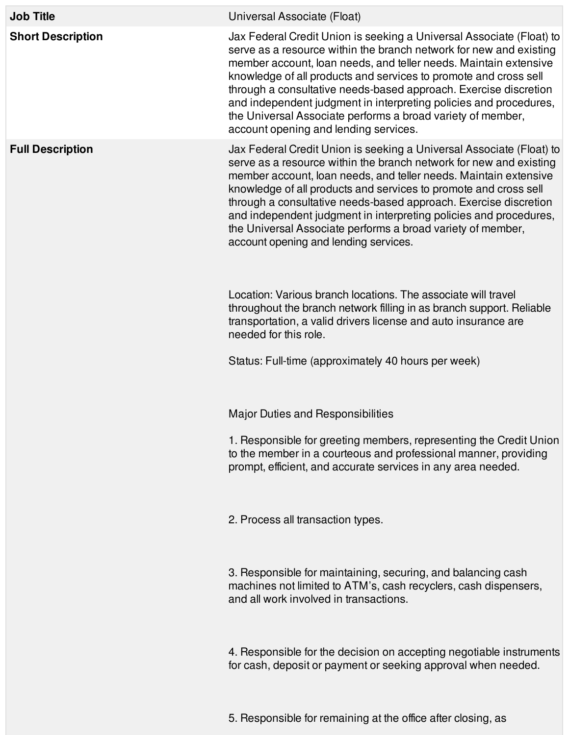| | |
|---|---|
| **Job Title** | Universal Associate (Float) |
| **Short Description** | Jax Federal Credit Union is seeking a Universal Associate (Float) to serve as a resource within the branch network for new and existing member account, loan needs, and teller needs. Maintain extensive knowledge of all products and services to promote and cross sell through a consultative needs-based approach. Exercise discretion and independent judgment in interpreting policies and procedures, the Universal Associate performs a broad variety of member, account opening and lending services. |
| **Full Description** | Jax Federal Credit Union is seeking a Universal Associate (Float) to serve as a resource within the branch network for new and existing member account, loan needs, and teller needs. Maintain extensive knowledge of all products and services to promote and cross sell through a consultative needs-based approach. Exercise discretion and independent judgment in interpreting policies and procedures, the Universal Associate performs a broad variety of member, account opening and lending services.<br><br>Location: Various branch locations. The associate will travel throughout the branch network filling in as branch support. Reliable transportation, a valid drivers license and auto insurance are needed for this role.<br><br>Status: Full-time (approximately 40 hours per week)<br><br>Major Duties and Responsibilities<br><br>1. Responsible for greeting members, representing the Credit Union to the member in a courteous and professional manner, providing prompt, efficient, and accurate services in any area needed.<br><br>2. Process all transaction types.<br><br>3. Responsible for maintaining, securing, and balancing cash machines not limited to ATM's, cash recyclers, cash dispensers, and all work involved in transactions.<br><br>4. Responsible for the decision on accepting negotiable instruments for cash, deposit or payment or seeking approval when needed.<br><br>5. Responsible for remaining at the office after closing, as |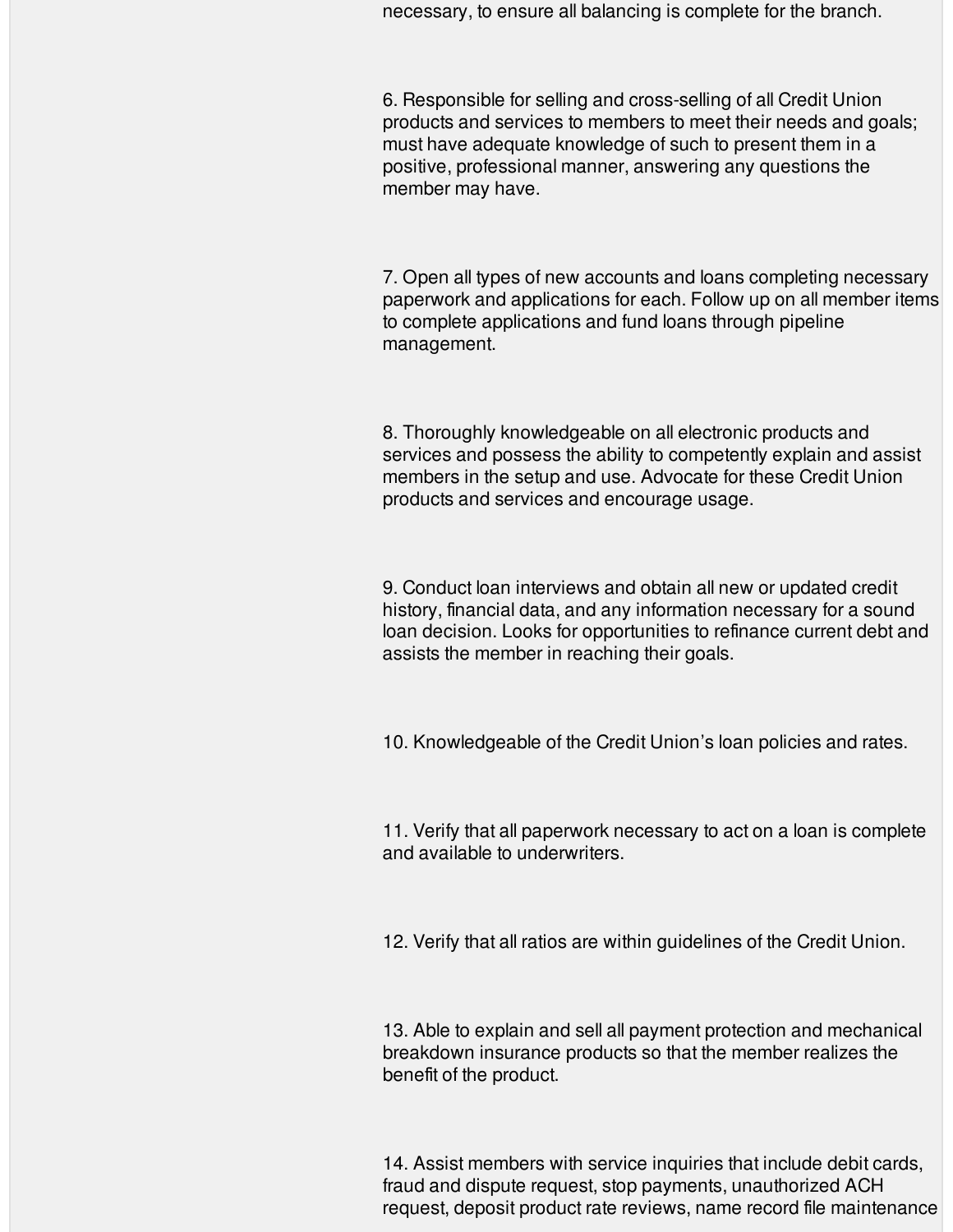necessary, to ensure all balancing is complete for the branch.

6. Responsible for selling and cross-selling of all Credit Union products and services to members to meet their needs and goals; must have adequate knowledge of such to present them in a positive, professional manner, answering any questions the member may have.

7. Open all types of new accounts and loans completing necessary paperwork and applications for each. Follow up on all member items to complete applications and fund loans through pipeline management.

8. Thoroughly knowledgeable on all electronic products and services and possess the ability to competently explain and assist members in the setup and use. Advocate for these Credit Union products and services and encourage usage.

9. Conduct loan interviews and obtain all new or updated credit history, financial data, and any information necessary for a sound loan decision. Looks for opportunities to refinance current debt and assists the member in reaching their goals.

10. Knowledgeable of the Credit Union's loan policies and rates.

11. Verify that all paperwork necessary to act on a loan is complete and available to underwriters.

12. Verify that all ratios are within guidelines of the Credit Union.

13. Able to explain and sell all payment protection and mechanical breakdown insurance products so that the member realizes the benefit of the product.

14. Assist members with service inquiries that include debit cards, fraud and dispute request, stop payments, unauthorized ACH request, deposit product rate reviews, name record file maintenance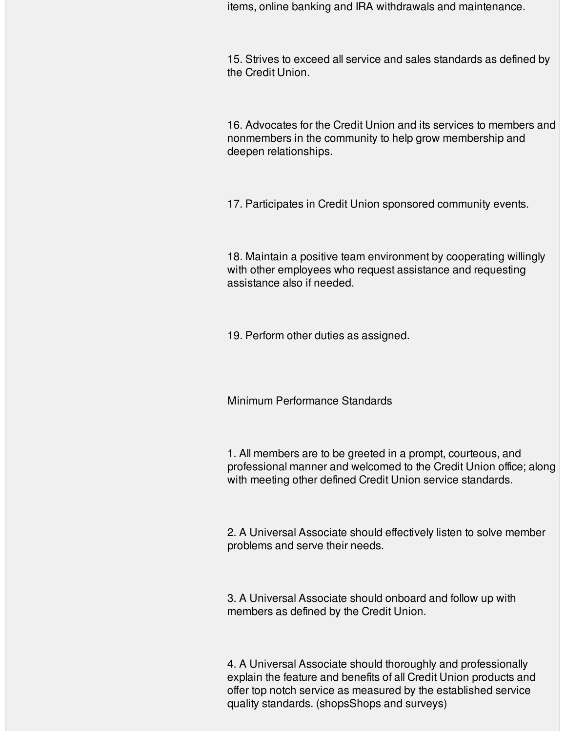items, online banking and IRA withdrawals and maintenance.

15. Strives to exceed all service and sales standards as defined by the Credit Union.

16. Advocates for the Credit Union and its services to members and nonmembers in the community to help grow membership and deepen relationships.

17. Participates in Credit Union sponsored community events.

18. Maintain a positive team environment by cooperating willingly with other employees who request assistance and requesting assistance also if needed.

19. Perform other duties as assigned.

Minimum Performance Standards

1. All members are to be greeted in a prompt, courteous, and professional manner and welcomed to the Credit Union office; along with meeting other defined Credit Union service standards.

2. A Universal Associate should effectively listen to solve member problems and serve their needs.

3. A Universal Associate should onboard and follow up with members as defined by the Credit Union.

4. A Universal Associate should thoroughly and professionally explain the feature and benefits of all Credit Union products and offer top notch service as measured by the established service quality standards. (shopsShops and surveys)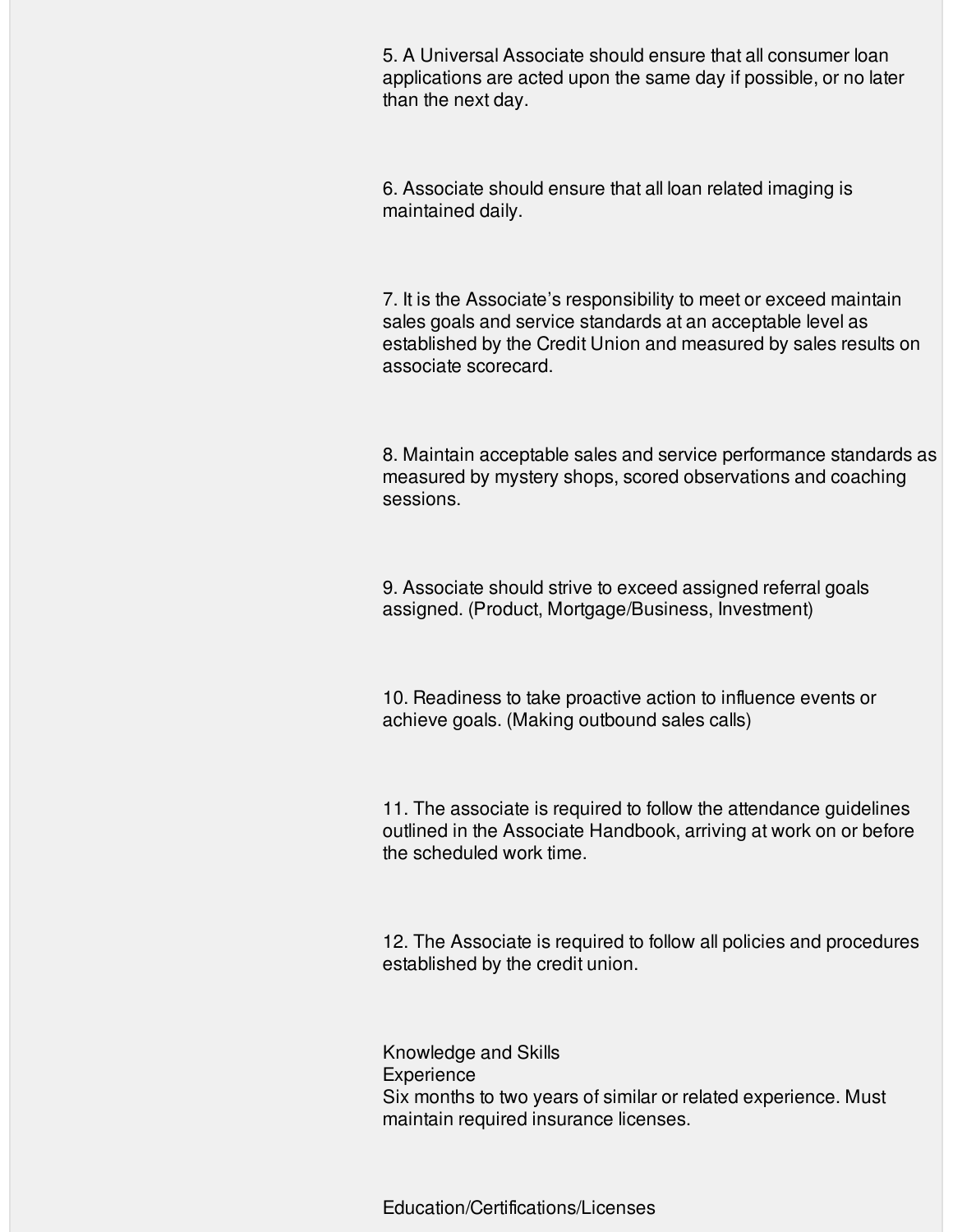5. A Universal Associate should ensure that all consumer loan applications are acted upon the same day if possible, or no later than the next day.

6. Associate should ensure that all loan related imaging is maintained daily.

7. It is the Associate's responsibility to meet or exceed maintain sales goals and service standards at an acceptable level as established by the Credit Union and measured by sales results on associate scorecard.

8. Maintain acceptable sales and service performance standards as measured by mystery shops, scored observations and coaching sessions.

9. Associate should strive to exceed assigned referral goals assigned. (Product, Mortgage/Business, Investment)

10. Readiness to take proactive action to influence events or achieve goals. (Making outbound sales calls)

11. The associate is required to follow the attendance guidelines outlined in the Associate Handbook, arriving at work on or before the scheduled work time.

12. The Associate is required to follow all policies and procedures established by the credit union.

Knowledge and Skills
Experience
Six months to two years of similar or related experience. Must maintain required insurance licenses.

Education/Certifications/Licenses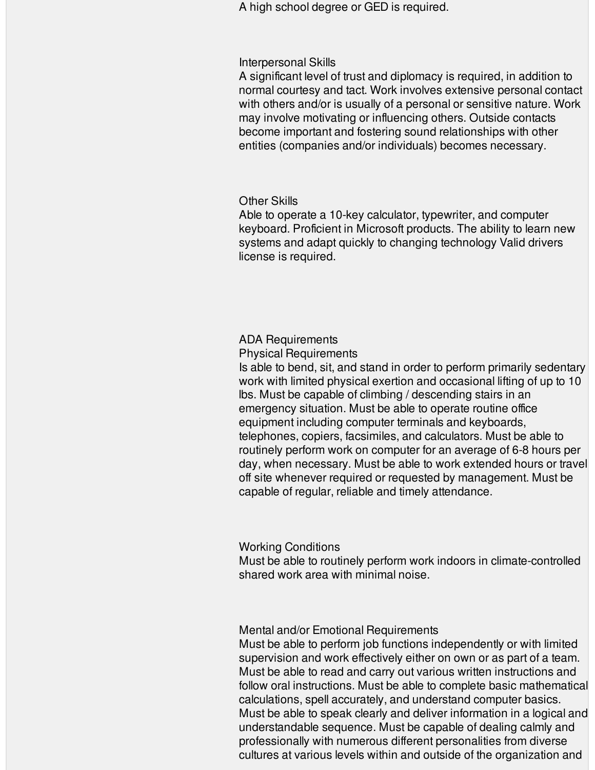A high school degree or GED is required.

## Interpersonal Skills

A significant level of trust and diplomacy is required, in addition to normal courtesy and tact. Work involves extensive personal contact with others and/or is usually of a personal or sensitive nature. Work may involve motivating or influencing others. Outside contacts become important and fostering sound relationships with other entities (companies and/or individuals) becomes necessary.

## Other Skills

Able to operate a 10-key calculator, typewriter, and computer keyboard. Proficient in Microsoft products. The ability to learn new systems and adapt quickly to changing technology Valid drivers license is required.

## ADA Requirements

### Physical Requirements

Is able to bend, sit, and stand in order to perform primarily sedentary work with limited physical exertion and occasional lifting of up to 10 lbs. Must be capable of climbing / descending stairs in an emergency situation. Must be able to operate routine office equipment including computer terminals and keyboards, telephones, copiers, facsimiles, and calculators. Must be able to routinely perform work on computer for an average of 6-8 hours per day, when necessary. Must be able to work extended hours or travel off site whenever required or requested by management. Must be capable of regular, reliable and timely attendance.

### Working Conditions

Must be able to routinely perform work indoors in climate-controlled shared work area with minimal noise.

### Mental and/or Emotional Requirements

Must be able to perform job functions independently or with limited supervision and work effectively either on own or as part of a team. Must be able to read and carry out various written instructions and follow oral instructions. Must be able to complete basic mathematical calculations, spell accurately, and understand computer basics. Must be able to speak clearly and deliver information in a logical and understandable sequence. Must be capable of dealing calmly and professionally with numerous different personalities from diverse cultures at various levels within and outside of the organization and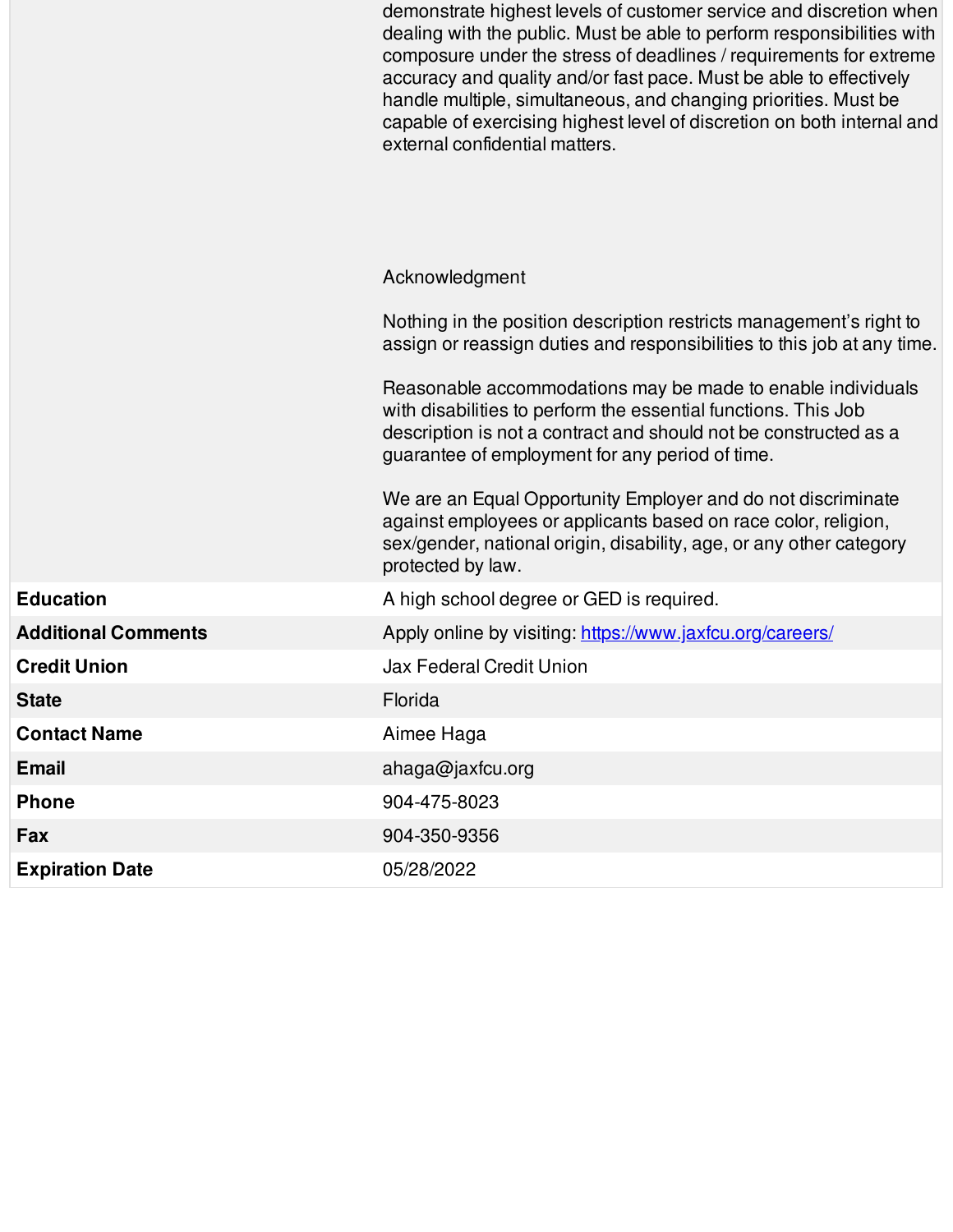| | |
|---|---|
| | demonstrate highest levels of customer service and discretion when dealing with the public. Must be able to perform responsibilities with composure under the stress of deadlines / requirements for extreme accuracy and quality and/or fast pace. Must be able to effectively handle multiple, simultaneous, and changing priorities. Must be capable of exercising highest level of discretion on both internal and external confidential matters.<br><br>Acknowledgment<br><br>Nothing in the position description restricts management's right to assign or reassign duties and responsibilities to this job at any time.<br><br>Reasonable accommodations may be made to enable individuals with disabilities to perform the essential functions. This Job description is not a contract and should not be constructed as a guarantee of employment for any period of time.<br><br>We are an Equal Opportunity Employer and do not discriminate against employees or applicants based on race color, religion, sex/gender, national origin, disability, age, or any other category protected by law. |
| **Education** | A high school degree or GED is required. |
| **Additional Comments** | Apply online by visiting: [https://www.jaxfcu.org/careers/](https://www.jaxfcu.org/careers/) |
| **Credit Union** | Jax Federal Credit Union |
| **State** | Florida |
| **Contact Name** | Aimee Haga |
| **Email** | ahaga@jaxfcu.org |
| **Phone** | 904-475-8023 |
| **Fax** | 904-350-9356 |
| **Expiration Date** | 05/28/2022 |